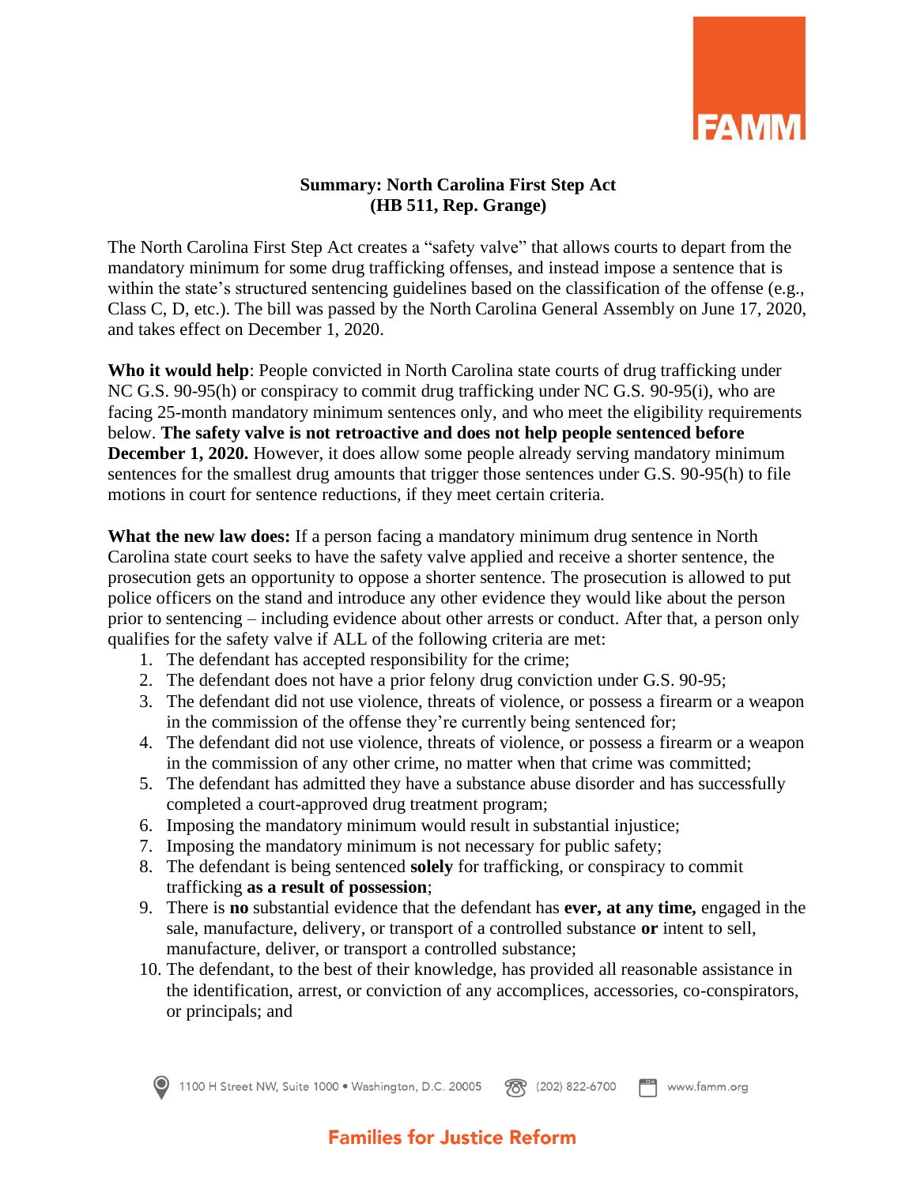**Summary: North Carolina First Step Act**
**(HB 511, Rep. Grange)**

The North Carolina First Step Act creates a "safety valve" that allows courts to depart from the mandatory minimum for some drug trafficking offenses, and instead impose a sentence that is within the state's structured sentencing guidelines based on the classification of the offense (e.g., Class C, D, etc.). The bill was passed by the North Carolina General Assembly on June 17, 2020, and takes effect on December 1, 2020.

**Who it would help**: People convicted in North Carolina state courts of drug trafficking under NC G.S. 90-95(h) or conspiracy to commit drug trafficking under NC G.S. 90-95(i), who are facing 25-month mandatory minimum sentences only, and who meet the eligibility requirements below. **The safety valve is not retroactive and does not help people sentenced before December 1, 2020.** However, it does allow some people already serving mandatory minimum sentences for the smallest drug amounts that trigger those sentences under G.S. 90-95(h) to file motions in court for sentence reductions, if they meet certain criteria.

**What the new law does:** If a person facing a mandatory minimum drug sentence in North Carolina state court seeks to have the safety valve applied and receive a shorter sentence, the prosecution gets an opportunity to oppose a shorter sentence. The prosecution is allowed to put police officers on the stand and introduce any other evidence they would like about the person prior to sentencing – including evidence about other arrests or conduct. After that, a person only qualifies for the safety valve if ALL of the following criteria are met:

1. The defendant has accepted responsibility for the crime;
2. The defendant does not have a prior felony drug conviction under G.S. 90-95;
3. The defendant did not use violence, threats of violence, or possess a firearm or a weapon in the commission of the offense they're currently being sentenced for;
4. The defendant did not use violence, threats of violence, or possess a firearm or a weapon in the commission of any other crime, no matter when that crime was committed;
5. The defendant has admitted they have a substance abuse disorder and has successfully completed a court-approved drug treatment program;
6. Imposing the mandatory minimum would result in substantial injustice;
7. Imposing the mandatory minimum is not necessary for public safety;
8. The defendant is being sentenced **solely** for trafficking, or conspiracy to commit trafficking **as a result of possession**;
9. There is **no** substantial evidence that the defendant has **ever, at any time,** engaged in the sale, manufacture, delivery, or transport of a controlled substance **or** intent to sell, manufacture, deliver, or transport a controlled substance;
10. The defendant, to the best of their knowledge, has provided all reasonable assistance in the identification, arrest, or conviction of any accomplices, accessories, co-conspirators, or principals; and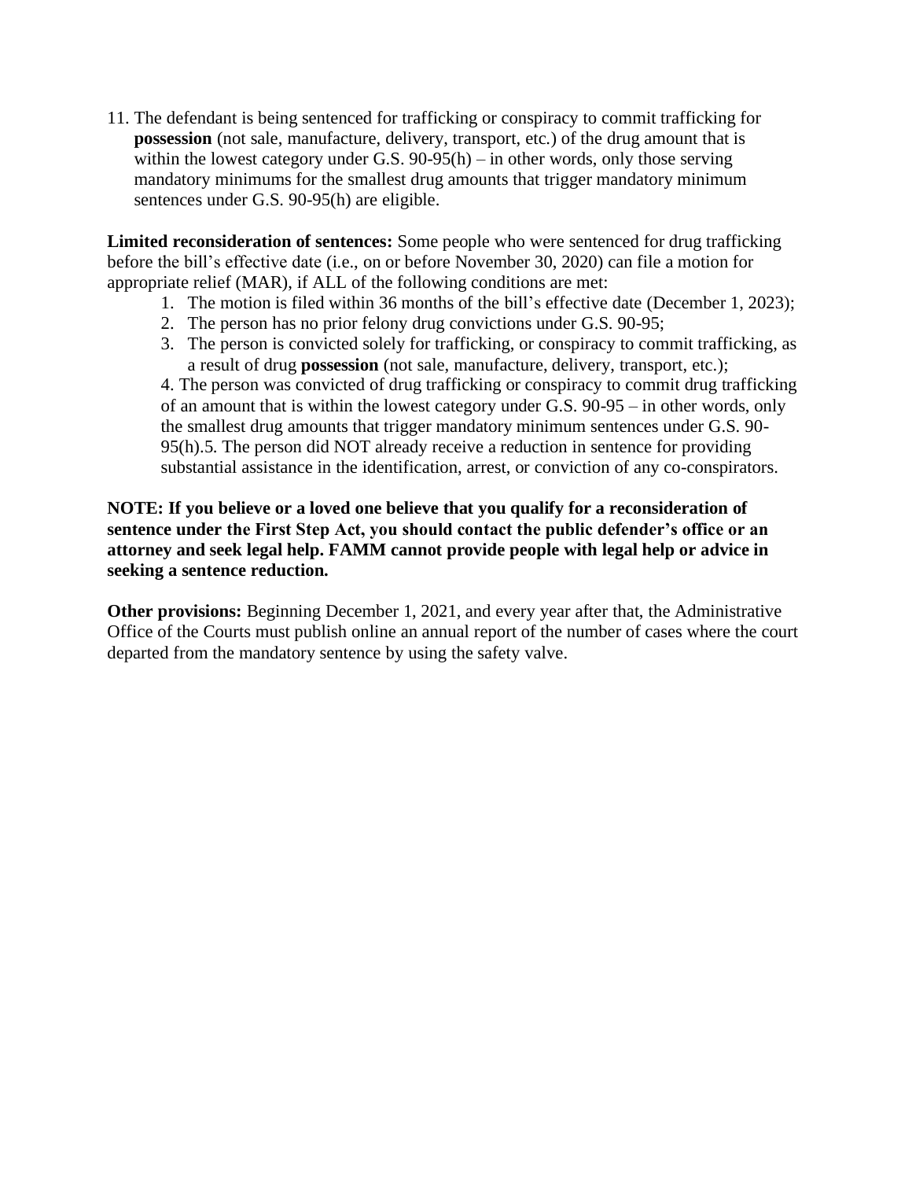11. The defendant is being sentenced for trafficking or conspiracy to commit trafficking for **possession** (not sale, manufacture, delivery, transport, etc.) of the drug amount that is within the lowest category under G.S. 90-95(h) – in other words, only those serving mandatory minimums for the smallest drug amounts that trigger mandatory minimum sentences under G.S. 90-95(h) are eligible.

**Limited reconsideration of sentences:** Some people who were sentenced for drug trafficking before the bill's effective date (i.e., on or before November 30, 2020) can file a motion for appropriate relief (MAR), if ALL of the following conditions are met:

1. The motion is filed within 36 months of the bill's effective date (December 1, 2023);
2. The person has no prior felony drug convictions under G.S. 90-95;
3. The person is convicted solely for trafficking, or conspiracy to commit trafficking, as a result of drug **possession** (not sale, manufacture, delivery, transport, etc.);
4. The person was convicted of drug trafficking or conspiracy to commit drug trafficking of an amount that is within the lowest category under G.S. 90-95 – in other words, only the smallest drug amounts that trigger mandatory minimum sentences under G.S. 90-95(h).5. The person did NOT already receive a reduction in sentence for providing substantial assistance in the identification, arrest, or conviction of any co-conspirators.

**NOTE: If you believe or a loved one believe that you qualify for a reconsideration of sentence under the First Step Act, you should contact the public defender's office or an attorney and seek legal help. FAMM cannot provide people with legal help or advice in seeking a sentence reduction.**

**Other provisions:** Beginning December 1, 2021, and every year after that, the Administrative Office of the Courts must publish online an annual report of the number of cases where the court departed from the mandatory sentence by using the safety valve.